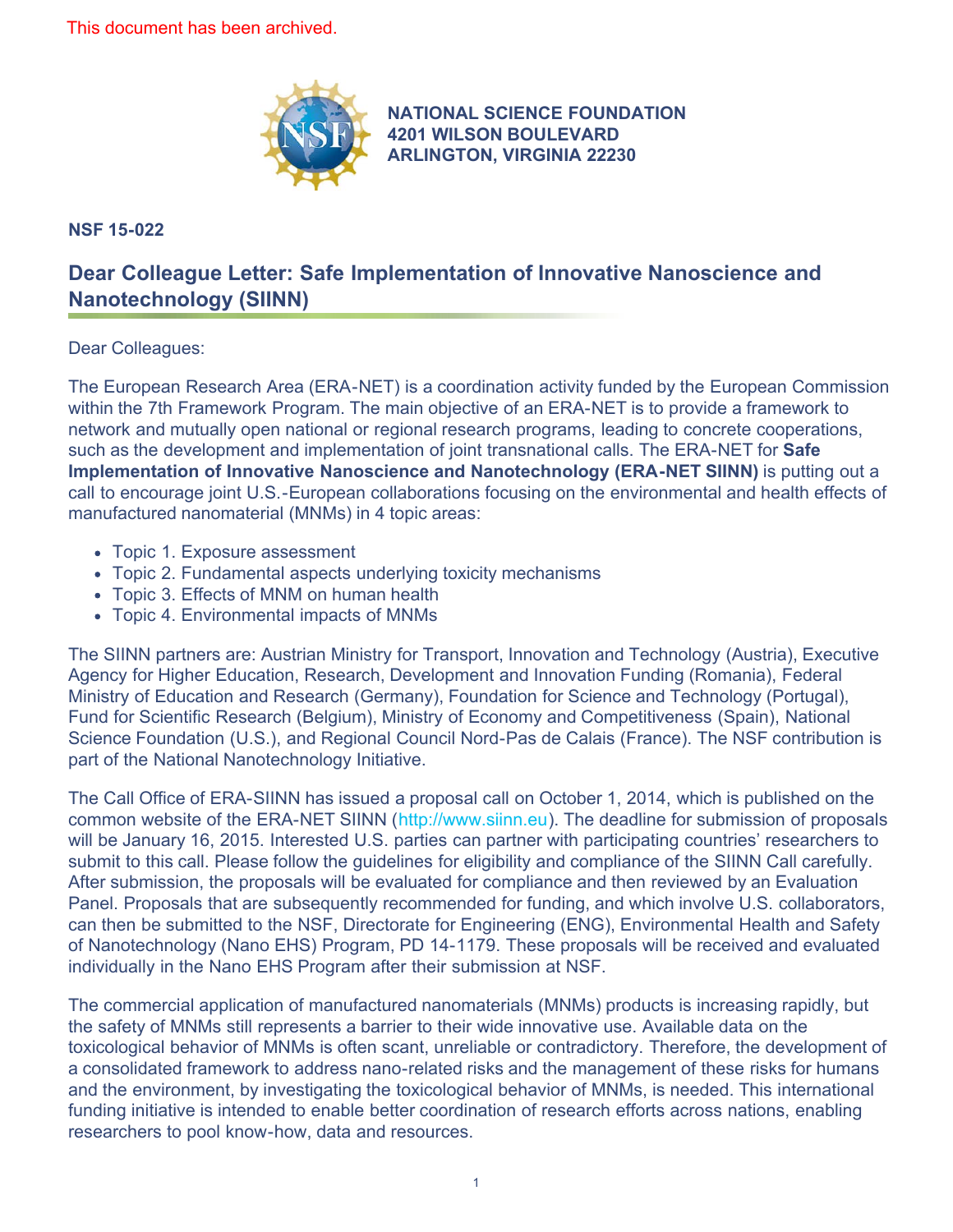This document has been archived.

**NATIONAL SCIENCE FOUNDATION**
**4201 WILSON BOULEVARD**
**ARLINGTON, VIRGINIA 22230**

**NSF 15-022**

## Dear Colleague Letter: Safe Implementation of Innovative Nanoscience and Nanotechnology (SIINN)

Dear Colleagues:

The European Research Area (ERA-NET) is a coordination activity funded by the European Commission within the 7th Framework Program. The main objective of an ERA-NET is to provide a framework to network and mutually open national or regional research programs, leading to concrete cooperations, such as the development and implementation of joint transnational calls. The ERA-NET for **Safe Implementation of Innovative Nanoscience and Nanotechnology (ERA-NET SIINN)** is putting out a call to encourage joint U.S.-European collaborations focusing on the environmental and health effects of manufactured nanomaterial (MNMs) in 4 topic areas:

- Topic 1. Exposure assessment
- Topic 2. Fundamental aspects underlying toxicity mechanisms
- Topic 3. Effects of MNM on human health
- Topic 4. Environmental impacts of MNMs

The SIINN partners are: Austrian Ministry for Transport, Innovation and Technology (Austria), Executive Agency for Higher Education, Research, Development and Innovation Funding (Romania), Federal Ministry of Education and Research (Germany), Foundation for Science and Technology (Portugal), Fund for Scientific Research (Belgium), Ministry of Economy and Competitiveness (Spain), National Science Foundation (U.S.), and Regional Council Nord-Pas de Calais (France). The NSF contribution is part of the National Nanotechnology Initiative.

The Call Office of ERA-SIINN has issued a proposal call on October 1, 2014, which is published on the common website of the ERA-NET SIINN (http://www.siinn.eu). The deadline for submission of proposals will be January 16, 2015. Interested U.S. parties can partner with participating countries' researchers to submit to this call. Please follow the guidelines for eligibility and compliance of the SIINN Call carefully. After submission, the proposals will be evaluated for compliance and then reviewed by an Evaluation Panel. Proposals that are subsequently recommended for funding, and which involve U.S. collaborators, can then be submitted to the NSF, Directorate for Engineering (ENG), Environmental Health and Safety of Nanotechnology (Nano EHS) Program, PD 14-1179. These proposals will be received and evaluated individually in the Nano EHS Program after their submission at NSF.

The commercial application of manufactured nanomaterials (MNMs) products is increasing rapidly, but the safety of MNMs still represents a barrier to their wide innovative use. Available data on the toxicological behavior of MNMs is often scant, unreliable or contradictory. Therefore, the development of a consolidated framework to address nano-related risks and the management of these risks for humans and the environment, by investigating the toxicological behavior of MNMs, is needed. This international funding initiative is intended to enable better coordination of research efforts across nations, enabling researchers to pool know-how, data and resources.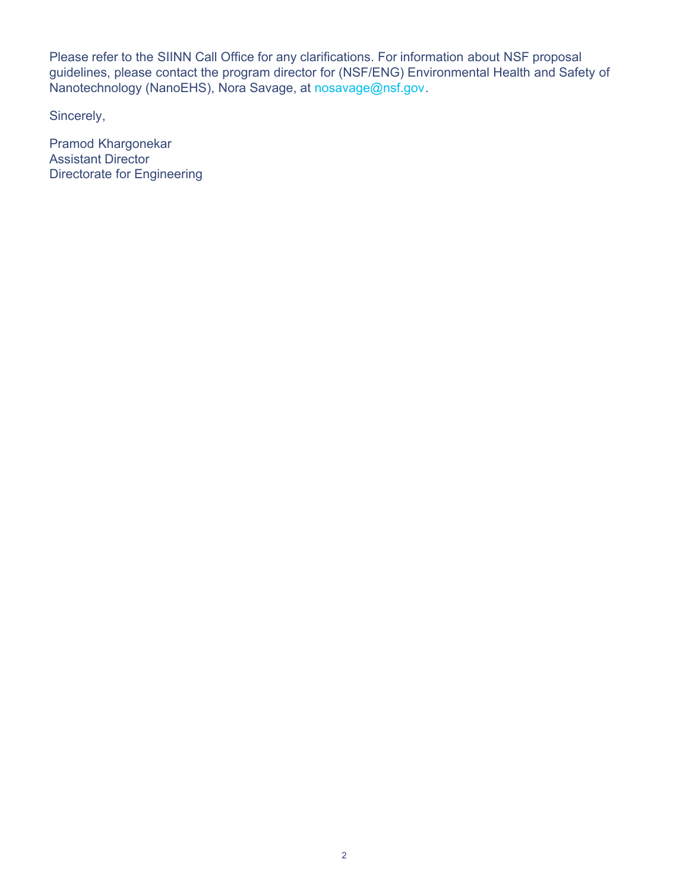Please refer to the SIINN Call Office for any clarifications. For information about NSF proposal guidelines, please contact the program director for (NSF/ENG) Environmental Health and Safety of Nanotechnology (NanoEHS), Nora Savage, at nosavage@nsf.gov.

Sincerely,

Pramod Khargonekar  
Assistant Director  
Directorate for Engineering